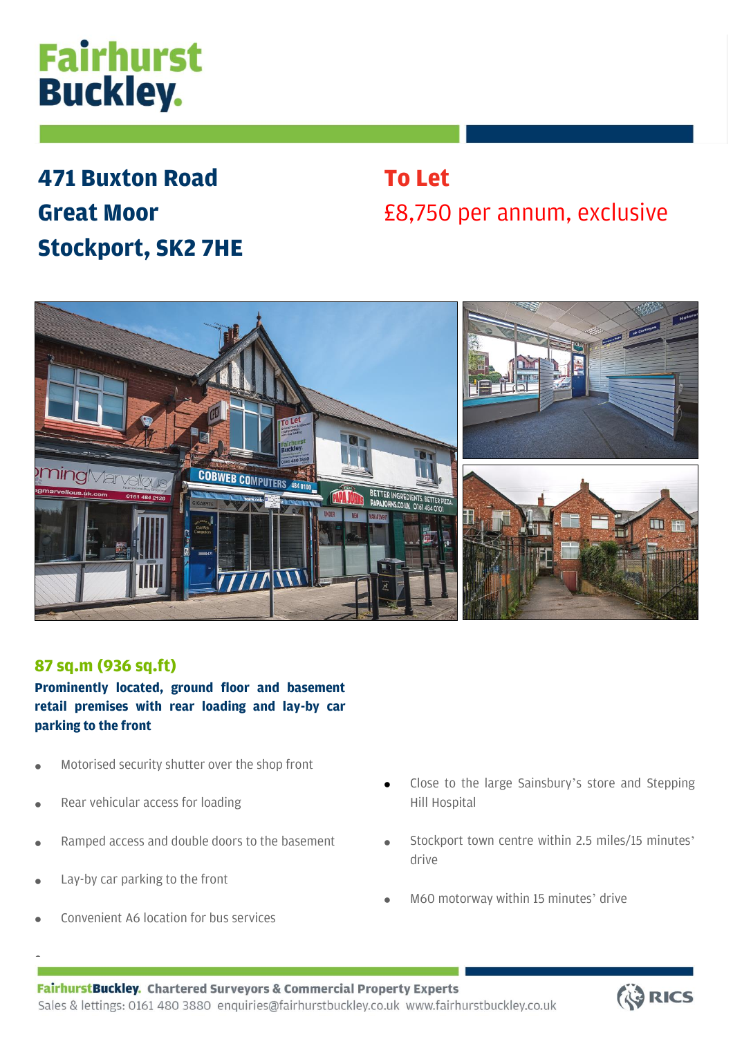# Fairhurst Buckley.

## 471 Buxton Road
## Great Moor
## Stockport, SK2 7HE

## To Let

£8,750 per annum, exclusive

### 87 sq.m (936 sq.ft)

**Prominently located, ground floor and basement retail premises with rear loading and lay-by car parking to the front**

- Motorised security shutter over the shop front
- Rear vehicular access for loading
- Ramped access and double doors to the basement
- Lay-by car parking to the front
- Convenient A6 location for bus services
- Close to the large Sainsbury's store and Stepping Hill Hospital
- Stockport town centre within 2.5 miles/15 minutes' drive
- M60 motorway within 15 minutes' drive

**FairhurstBuckley. Chartered Surveyors & Commercial Property Experts**
Sales & lettings: 0161 480 3880 enquiries@fairhurstbuckley.co.uk www.fairhurstbuckley.co.uk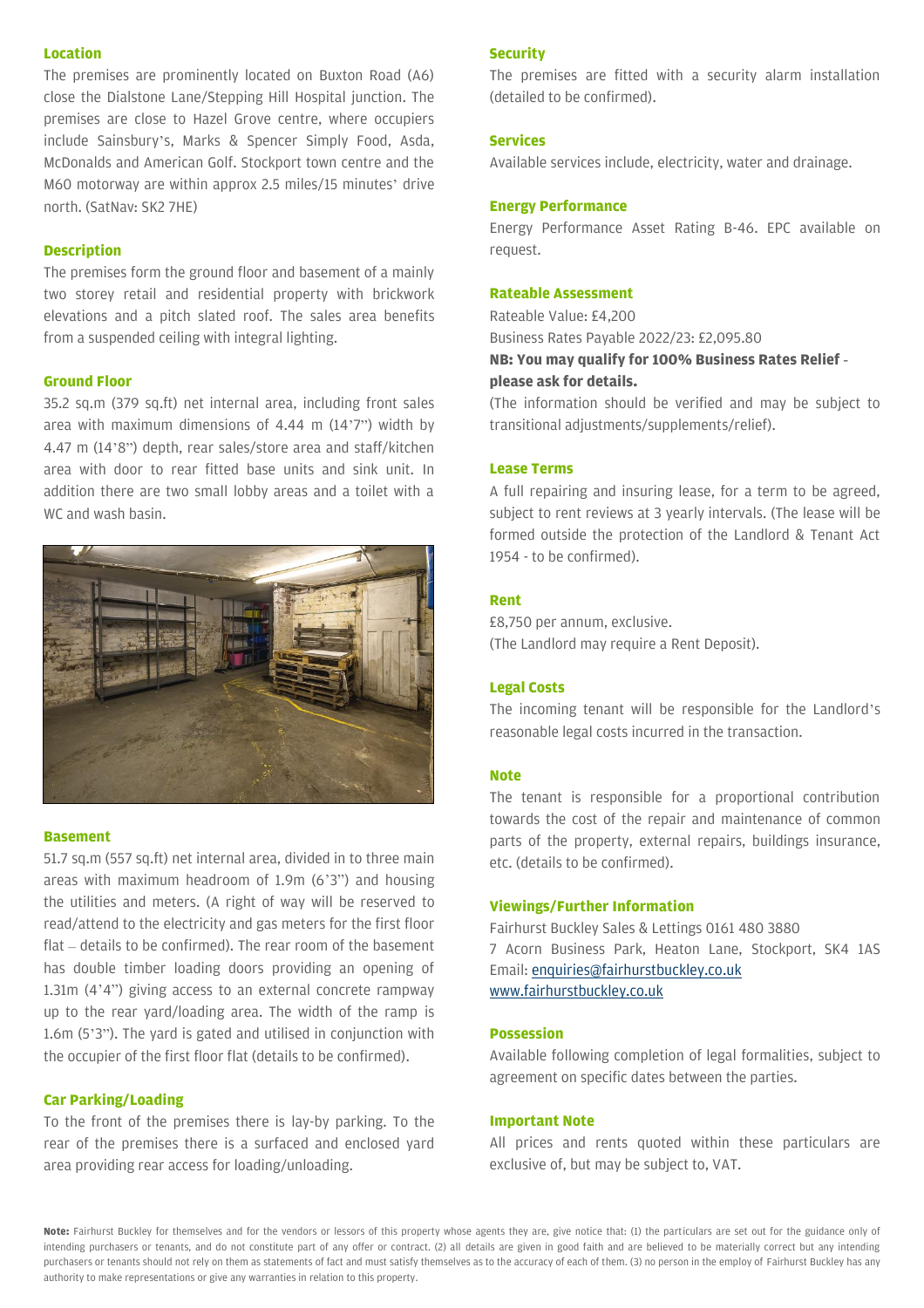## Location

The premises are prominently located on Buxton Road (A6) close the Dialstone Lane/Stepping Hill Hospital junction. The premises are close to Hazel Grove centre, where occupiers include Sainsbury's, Marks & Spencer Simply Food, Asda, McDonalds and American Golf. Stockport town centre and the M60 motorway are within approx 2.5 miles/15 minutes' drive north. (SatNav: SK2 7HE)

## Description

The premises form the ground floor and basement of a mainly two storey retail and residential property with brickwork elevations and a pitch slated roof. The sales area benefits from a suspended ceiling with integral lighting.

## Ground Floor

35.2 sq.m (379 sq.ft) net internal area, including front sales area with maximum dimensions of 4.44 m (14'7") width by 4.47 m (14'8") depth, rear sales/store area and staff/kitchen area with door to rear fitted base units and sink unit. In addition there are two small lobby areas and a toilet with a WC and wash basin.

## Basement

51.7 sq.m (557 sq.ft) net internal area, divided in to three main areas with maximum headroom of 1.9m (6'3") and housing the utilities and meters. (A right of way will be reserved to read/attend to the electricity and gas meters for the first floor flat – details to be confirmed). The rear room of the basement has double timber loading doors providing an opening of 1.31m (4'4") giving access to an external concrete rampway up to the rear yard/loading area. The width of the ramp is 1.6m (5'3"). The yard is gated and utilised in conjunction with the occupier of the first floor flat (details to be confirmed).

## Car Parking/Loading

To the front of the premises there is lay-by parking. To the rear of the premises there is a surfaced and enclosed yard area providing rear access for loading/unloading.

## Security

The premises are fitted with a security alarm installation (detailed to be confirmed).

## Services

Available services include, electricity, water and drainage.

## Energy Performance

Energy Performance Asset Rating B-46. EPC available on request.

## Rateable Assessment

Rateable Value: £4,200
Business Rates Payable 2022/23: £2,095.80
**NB: You may qualify for 100% Business Rates Relief - please ask for details.**
(The information should be verified and may be subject to transitional adjustments/supplements/relief).

## Lease Terms

A full repairing and insuring lease, for a term to be agreed, subject to rent reviews at 3 yearly intervals. (The lease will be formed outside the protection of the Landlord & Tenant Act 1954 - to be confirmed).

## Rent

£8,750 per annum, exclusive.
(The Landlord may require a Rent Deposit).

## Legal Costs

The incoming tenant will be responsible for the Landlord's reasonable legal costs incurred in the transaction.

## Note

The tenant is responsible for a proportional contribution towards the cost of the repair and maintenance of common parts of the property, external repairs, buildings insurance, etc. (details to be confirmed).

## Viewings/Further Information

Fairhurst Buckley Sales & Lettings 0161 480 3880
7 Acorn Business Park, Heaton Lane, Stockport, SK4 1AS
Email: enquiries@fairhurstbuckley.co.uk
www.fairhurstbuckley.co.uk

## Possession

Available following completion of legal formalities, subject to agreement on specific dates between the parties.

## Important Note

All prices and rents quoted within these particulars are exclusive of, but may be subject to, VAT.

**Note:** Fairhurst Buckley for themselves and for the vendors or lessors of this property whose agents they are, give notice that: (1) the particulars are set out for the guidance only of intending purchasers or tenants, and do not constitute part of any offer or contract. (2) all details are given in good faith and are believed to be materially correct but any intending purchasers or tenants should not rely on them as statements of fact and must satisfy themselves as to the accuracy of each of them. (3) no person in the employ of Fairhurst Buckley has any authority to make representations or give any warranties in relation to this property.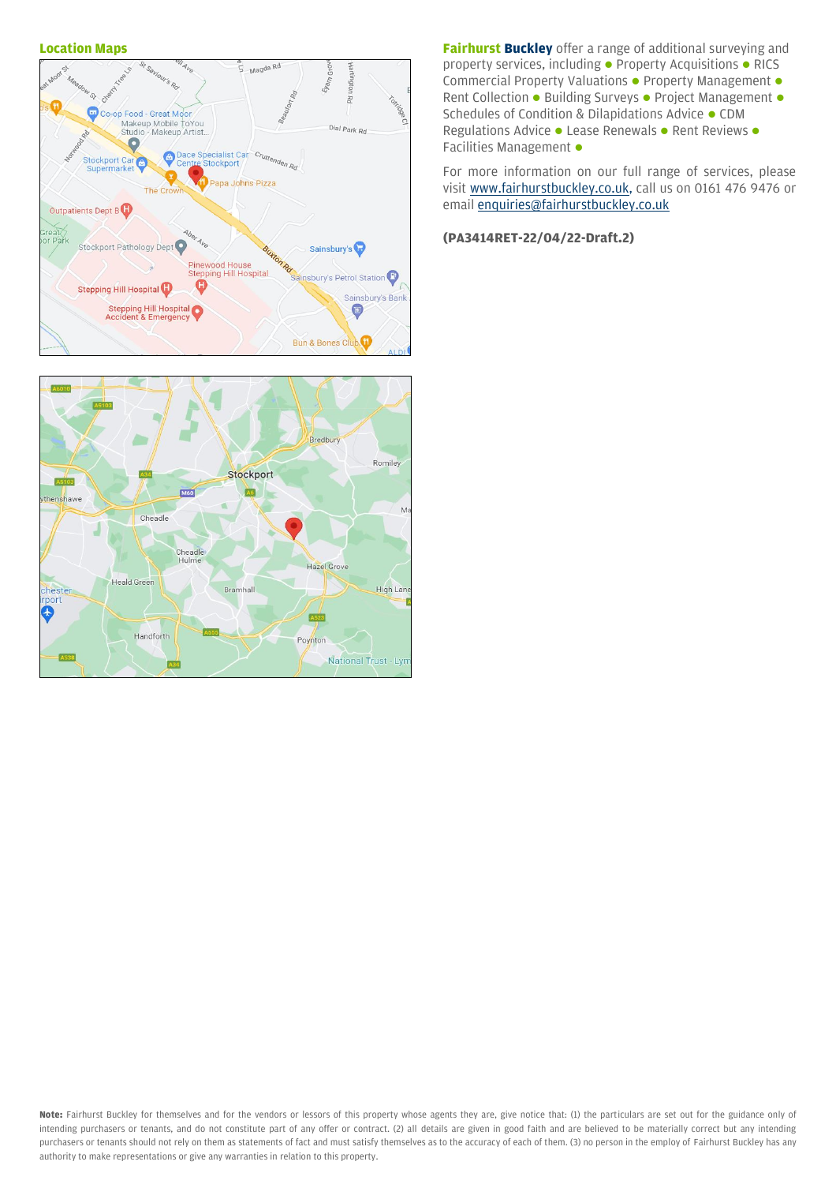## Location Maps

**Fairhurst Buckley** offer a range of additional surveying and property services, including ● Property Acquisitions ● RICS Commercial Property Valuations ● Property Management ● Rent Collection ● Building Surveys ● Project Management ● Schedules of Condition & Dilapidations Advice ● CDM Regulations Advice ● Lease Renewals ● Rent Reviews ● Facilities Management ●

For more information on our full range of services, please visit www.fairhurstbuckley.co.uk, call us on 0161 476 9476 or email enquiries@fairhurstbuckley.co.uk

**(PA3414RET-22/04/22-Draft.2)**

**Note:** Fairhurst Buckley for themselves and for the vendors or lessors of this property whose agents they are, give notice that: (1) the particulars are set out for the guidance only of intending purchasers or tenants, and do not constitute part of any offer or contract. (2) all details are given in good faith and are believed to be materially correct but any intending purchasers or tenants should not rely on them as statements of fact and must satisfy themselves as to the accuracy of each of them. (3) no person in the employ of Fairhurst Buckley has any authority to make representations or give any warranties in relation to this property.